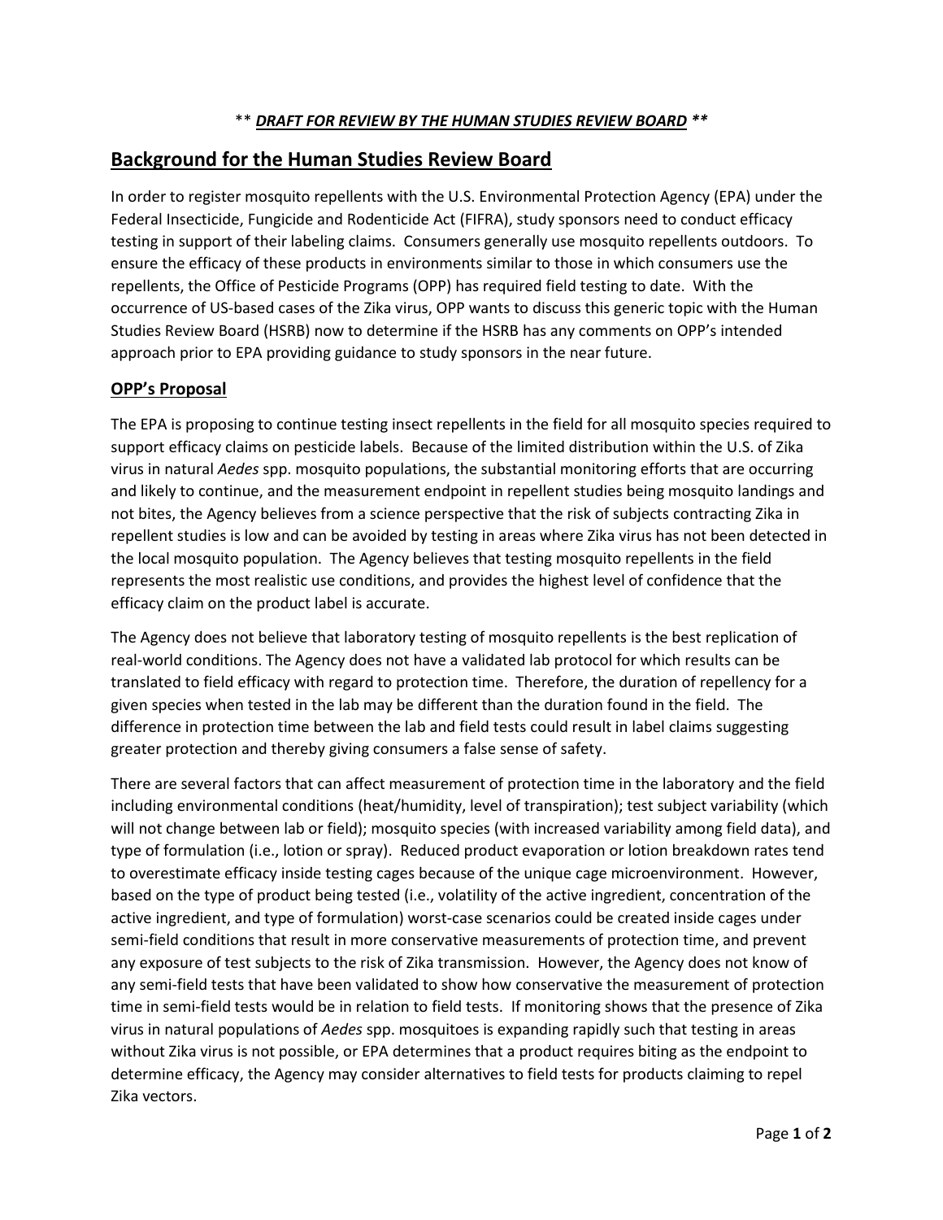** ***DRAFT FOR REVIEW BY THE HUMAN STUDIES REVIEW BOARD*** **

## Background for the Human Studies Review Board

In order to register mosquito repellents with the U.S. Environmental Protection Agency (EPA) under the Federal Insecticide, Fungicide and Rodenticide Act (FIFRA), study sponsors need to conduct efficacy testing in support of their labeling claims. Consumers generally use mosquito repellents outdoors. To ensure the efficacy of these products in environments similar to those in which consumers use the repellents, the Office of Pesticide Programs (OPP) has required field testing to date. With the occurrence of US-based cases of the Zika virus, OPP wants to discuss this generic topic with the Human Studies Review Board (HSRB) now to determine if the HSRB has any comments on OPP's intended approach prior to EPA providing guidance to study sponsors in the near future.

### OPP's Proposal

The EPA is proposing to continue testing insect repellents in the field for all mosquito species required to support efficacy claims on pesticide labels. Because of the limited distribution within the U.S. of Zika virus in natural *Aedes* spp. mosquito populations, the substantial monitoring efforts that are occurring and likely to continue, and the measurement endpoint in repellent studies being mosquito landings and not bites, the Agency believes from a science perspective that the risk of subjects contracting Zika in repellent studies is low and can be avoided by testing in areas where Zika virus has not been detected in the local mosquito population. The Agency believes that testing mosquito repellents in the field represents the most realistic use conditions, and provides the highest level of confidence that the efficacy claim on the product label is accurate.

The Agency does not believe that laboratory testing of mosquito repellents is the best replication of real-world conditions. The Agency does not have a validated lab protocol for which results can be translated to field efficacy with regard to protection time. Therefore, the duration of repellency for a given species when tested in the lab may be different than the duration found in the field. The difference in protection time between the lab and field tests could result in label claims suggesting greater protection and thereby giving consumers a false sense of safety.

There are several factors that can affect measurement of protection time in the laboratory and the field including environmental conditions (heat/humidity, level of transpiration); test subject variability (which will not change between lab or field); mosquito species (with increased variability among field data), and type of formulation (i.e., lotion or spray). Reduced product evaporation or lotion breakdown rates tend to overestimate efficacy inside testing cages because of the unique cage microenvironment. However, based on the type of product being tested (i.e., volatility of the active ingredient, concentration of the active ingredient, and type of formulation) worst-case scenarios could be created inside cages under semi-field conditions that result in more conservative measurements of protection time, and prevent any exposure of test subjects to the risk of Zika transmission. However, the Agency does not know of any semi-field tests that have been validated to show how conservative the measurement of protection time in semi-field tests would be in relation to field tests. If monitoring shows that the presence of Zika virus in natural populations of *Aedes* spp. mosquitoes is expanding rapidly such that testing in areas without Zika virus is not possible, or EPA determines that a product requires biting as the endpoint to determine efficacy, the Agency may consider alternatives to field tests for products claiming to repel Zika vectors.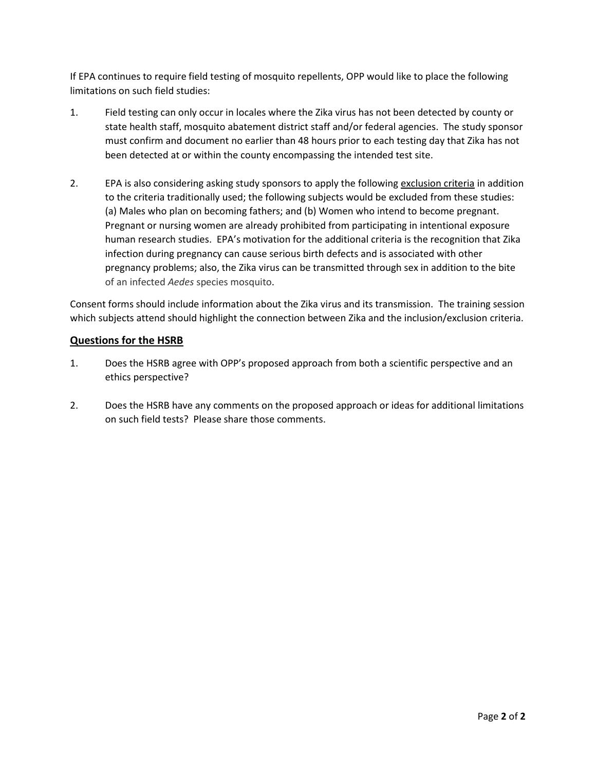If EPA continues to require field testing of mosquito repellents, OPP would like to place the following limitations on such field studies:

1. Field testing can only occur in locales where the Zika virus has not been detected by county or state health staff, mosquito abatement district staff and/or federal agencies. The study sponsor must confirm and document no earlier than 48 hours prior to each testing day that Zika has not been detected at or within the county encompassing the intended test site.

2. EPA is also considering asking study sponsors to apply the following <u>exclusion criteria</u> in addition to the criteria traditionally used; the following subjects would be excluded from these studies: (a) Males who plan on becoming fathers; and (b) Women who intend to become pregnant. Pregnant or nursing women are already prohibited from participating in intentional exposure human research studies. EPA's motivation for the additional criteria is the recognition that Zika infection during pregnancy can cause serious birth defects and is associated with other pregnancy problems; also, the Zika virus can be transmitted through sex in addition to the bite of an infected *Aedes* species mosquito.

Consent forms should include information about the Zika virus and its transmission. The training session which subjects attend should highlight the connection between Zika and the inclusion/exclusion criteria.

## Questions for the HSRB

1. Does the HSRB agree with OPP's proposed approach from both a scientific perspective and an ethics perspective?

2. Does the HSRB have any comments on the proposed approach or ideas for additional limitations on such field tests? Please share those comments.